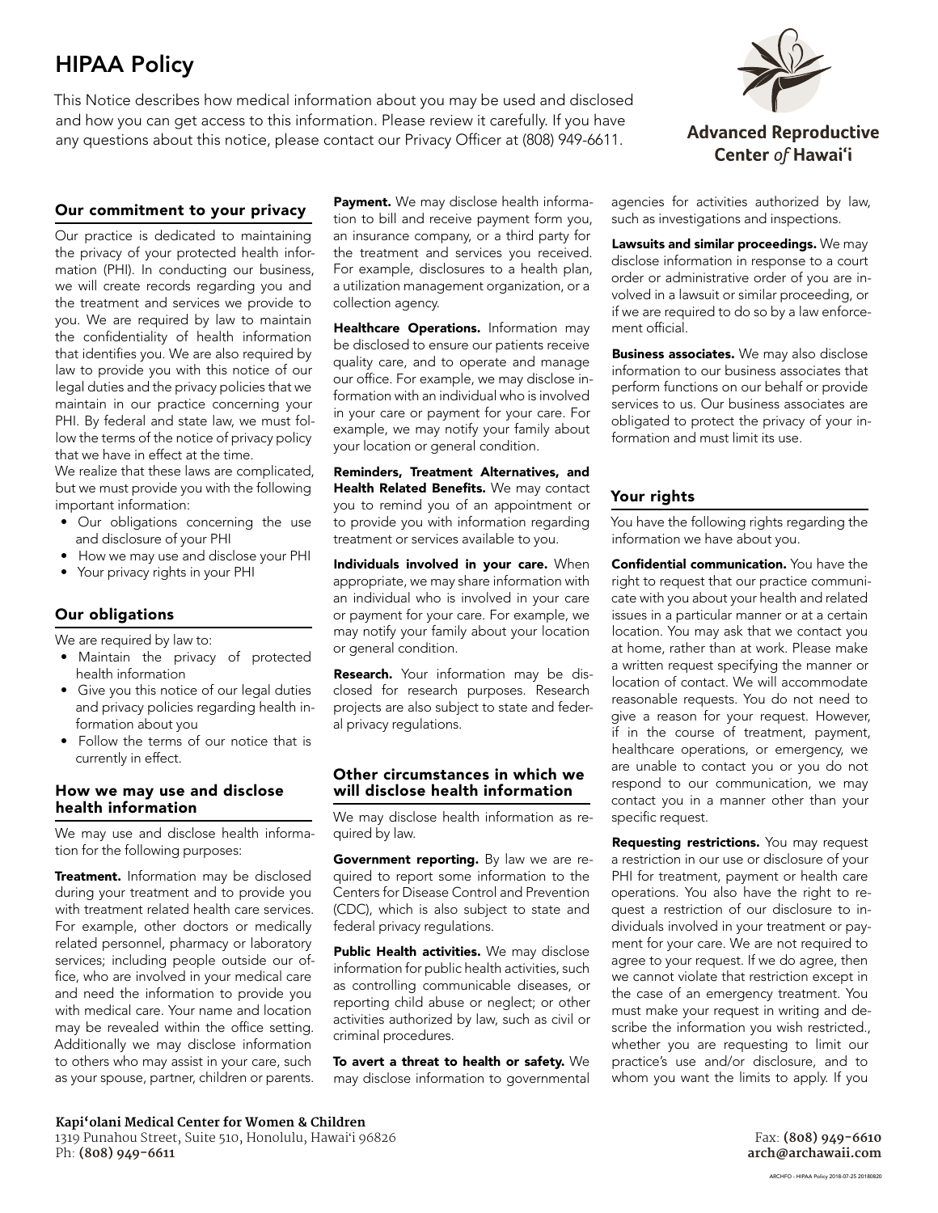# HIPAA Policy

This Notice describes how medical information about you may be used and disclosed and how you can get access to this information. Please review it carefully. If you have any questions about this notice, please contact our Privacy Officer at (808) 949-6611.

**Advanced Reproductive Center *of* Hawai'i**

## Our commitment to your privacy

Our practice is dedicated to maintaining the privacy of your protected health information (PHI). In conducting our business, we will create records regarding you and the treatment and services we provide to you. We are required by law to maintain the confidentiality of health information that identifies you. We are also required by law to provide you with this notice of our legal duties and the privacy policies that we maintain in our practice concerning your PHI. By federal and state law, we must follow the terms of the notice of privacy policy that we have in effect at the time.

We realize that these laws are complicated, but we must provide you with the following important information:

- Our obligations concerning the use and disclosure of your PHI
- How we may use and disclose your PHI
- Your privacy rights in your PHI

## Our obligations

We are required by law to:

- Maintain the privacy of protected health information
- Give you this notice of our legal duties and privacy policies regarding health information about you
- Follow the terms of our notice that is currently in effect.

## How we may use and disclose health information

We may use and disclose health information for the following purposes:

**Treatment.** Information may be disclosed during your treatment and to provide you with treatment related health care services. For example, other doctors or medically related personnel, pharmacy or laboratory services; including people outside our office, who are involved in your medical care and need the information to provide you with medical care. Your name and location may be revealed within the office setting. Additionally we may disclose information to others who may assist in your care, such as your spouse, partner, children or parents.

**Payment.** We may disclose health information to bill and receive payment form you, an insurance company, or a third party for the treatment and services you received. For example, disclosures to a health plan, a utilization management organization, or a collection agency.

**Healthcare Operations.** Information may be disclosed to ensure our patients receive quality care, and to operate and manage our office. For example, we may disclose information with an individual who is involved in your care or payment for your care. For example, we may notify your family about your location or general condition.

**Reminders, Treatment Alternatives, and Health Related Benefits.** We may contact you to remind you of an appointment or to provide you with information regarding treatment or services available to you.

**Individuals involved in your care.** When appropriate, we may share information with an individual who is involved in your care or payment for your care. For example, we may notify your family about your location or general condition.

**Research.** Your information may be disclosed for research purposes. Research projects are also subject to state and federal privacy regulations.

## Other circumstances in which we will disclose health information

We may disclose health information as required by law.

**Government reporting.** By law we are required to report some information to the Centers for Disease Control and Prevention (CDC), which is also subject to state and federal privacy regulations.

**Public Health activities.** We may disclose information for public health activities, such as controlling communicable diseases, or reporting child abuse or neglect; or other activities authorized by law, such as civil or criminal procedures.

**To avert a threat to health or safety.** We may disclose information to governmental agencies for activities authorized by law, such as investigations and inspections.

**Lawsuits and similar proceedings.** We may disclose information in response to a court order or administrative order of you are involved in a lawsuit or similar proceeding, or if we are required to do so by a law enforcement official.

**Business associates.** We may also disclose information to our business associates that perform functions on our behalf or provide services to us. Our business associates are obligated to protect the privacy of your information and must limit its use.

## Your rights

You have the following rights regarding the information we have about you.

**Confidential communication.** You have the right to request that our practice communicate with you about your health and related issues in a particular manner or at a certain location. You may ask that we contact you at home, rather than at work. Please make a written request specifying the manner or location of contact. We will accommodate reasonable requests. You do not need to give a reason for your request. However, if in the course of treatment, payment, healthcare operations, or emergency, we are unable to contact you or you do not respond to our communication, we may contact you in a manner other than your specific request.

**Requesting restrictions.** You may request a restriction in our use or disclosure of your PHI for treatment, payment or health care operations. You also have the right to request a restriction of our disclosure to individuals involved in your treatment or payment for your care. We are not required to agree to your request. If we do agree, then we cannot violate that restriction except in the case of an emergency treatment. You must make your request in writing and describe the information you wish restricted., whether you are requesting to limit our practice's use and/or disclosure, and to whom you want the limits to apply. If you

**Kapi'olani Medical Center for Women & Children**
1319 Punahou Street, Suite 510, Honolulu, Hawai'i 96826
Ph: **(808) 949-6611**

Fax: **(808) 949-6610**
**arch@archawaii.com**

ARCHFO - HIPAA Policy 2018-07-25 20180820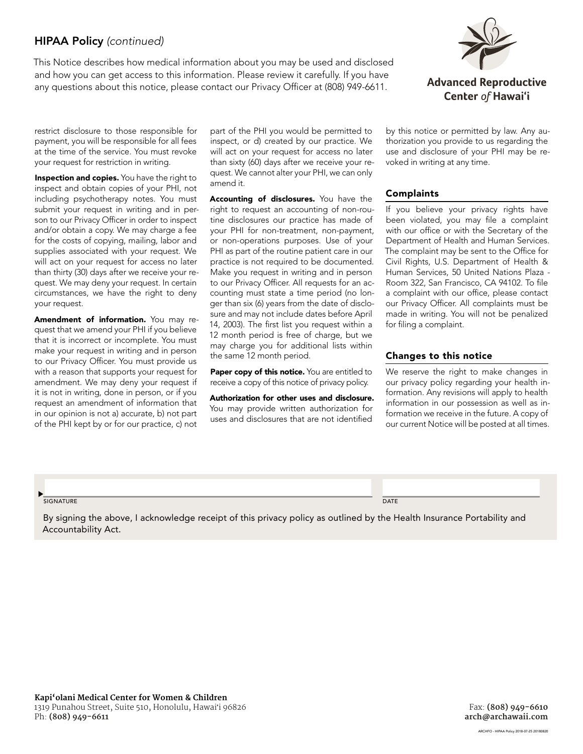## HIPAA Policy *(continued)*

This Notice describes how medical information about you may be used and disclosed and how you can get access to this information. Please review it carefully. If you have any questions about this notice, please contact our Privacy Officer at (808) 949-6611.

**Advanced Reproductive Center *of* Hawai'i**

restrict disclosure to those responsible for payment, you will be responsible for all fees at the time of the service. You must revoke your request for restriction in writing.

**Inspection and copies.** You have the right to inspect and obtain copies of your PHI, not including psychotherapy notes. You must submit your request in writing and in person to our Privacy Officer in order to inspect and/or obtain a copy. We may charge a fee for the costs of copying, mailing, labor and supplies associated with your request. We will act on your request for access no later than thirty (30) days after we receive your request. We may deny your request. In certain circumstances, we have the right to deny your request.

**Amendment of information.** You may request that we amend your PHI if you believe that it is incorrect or incomplete. You must make your request in writing and in person to our Privacy Officer. You must provide us with a reason that supports your request for amendment. We may deny your request if it is not in writing, done in person, or if you request an amendment of information that in our opinion is not a) accurate, b) not part of the PHI kept by or for our practice, c) not part of the PHI you would be permitted to inspect, or d) created by our practice. We will act on your request for access no later than sixty (60) days after we receive your request. We cannot alter your PHI, we can only amend it.

**Accounting of disclosures.** You have the right to request an accounting of non-routine disclosures our practice has made of your PHI for non-treatment, non-payment, or non-operations purposes. Use of your PHI as part of the routine patient care in our practice is not required to be documented. Make you request in writing and in person to our Privacy Officer. All requests for an accounting must state a time period (no longer than six (6) years from the date of disclosure and may not include dates before April 14, 2003). The first list you request within a 12 month period is free of charge, but we may charge you for additional lists within the same 12 month period.

**Paper copy of this notice.** You are entitled to receive a copy of this notice of privacy policy.

**Authorization for other uses and disclosure.** You may provide written authorization for uses and disclosures that are not identified by this notice or permitted by law. Any authorization you provide to us regarding the use and disclosure of your PHI may be revoked in writing at any time.

### Complaints

If you believe your privacy rights have been violated, you may file a complaint with our office or with the Secretary of the Department of Health and Human Services. The complaint may be sent to the Office for Civil Rights, U.S. Department of Health & Human Services, 50 United Nations Plaza - Room 322, San Francisco, CA 94102. To file a complaint with our office, please contact our Privacy Officer. All complaints must be made in writing. You will not be penalized for filing a complaint.

### Changes to this notice

We reserve the right to make changes in our privacy policy regarding your health information. Any revisions will apply to health information in our possession as well as information we receive in the future. A copy of our current Notice will be posted at all times.

SIGNATURE ______________________________ DATE ______________

By signing the above, I acknowledge receipt of this privacy policy as outlined by the Health Insurance Portability and Accountability Act.

**Kapi'olani Medical Center for Women & Children**
1319 Punahou Street, Suite 510, Honolulu, Hawai'i 96826
Ph: **(808) 949-6611**

Fax: **(808) 949-6610**
**arch@archawaii.com**

ARCHFO - HIPAA Policy 2018-07-25 20180820